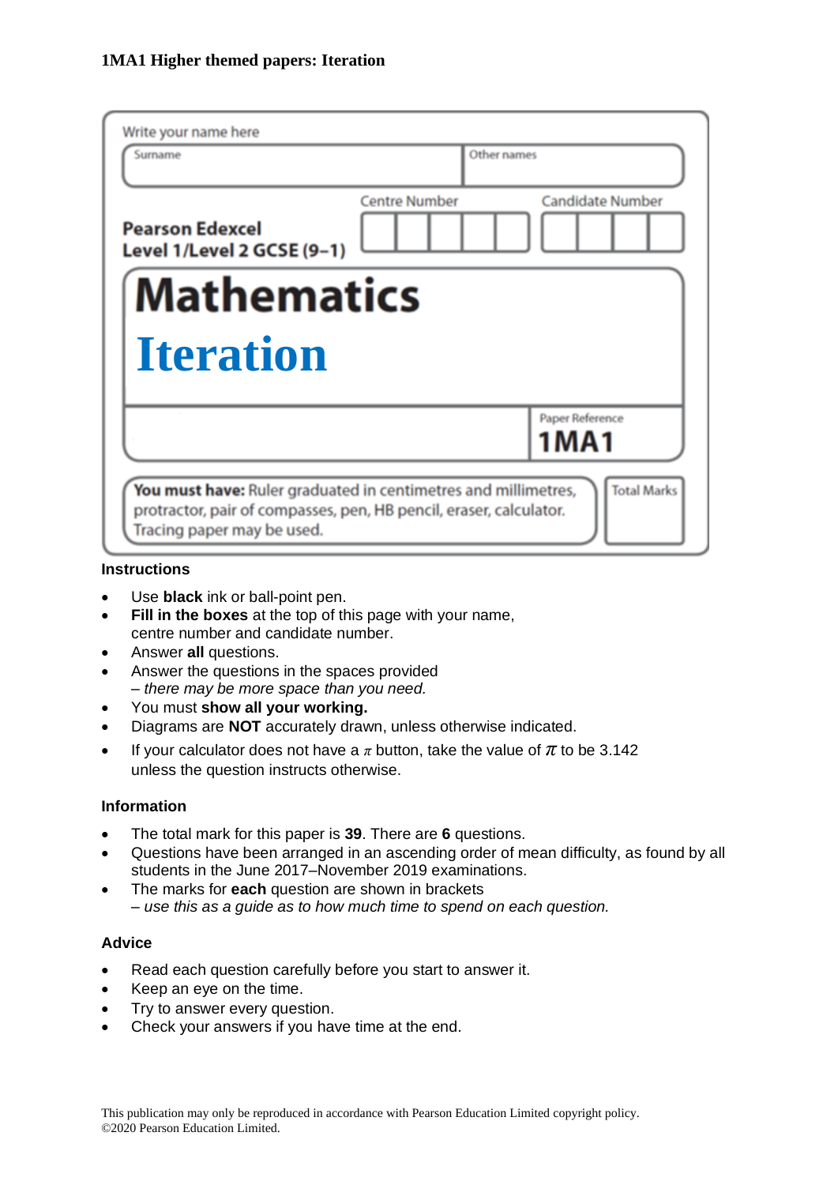**1MA1 Higher themed papers: Iteration**

Write your name here

| Surname | Other names |
|---|---|
| | |

**Pearson Edexcel**
**Level 1/Level 2 GCSE (9–1)**

Centre Number | Candidate Number

# Mathematics

# Iteration

Paper Reference
**1MA1**

**You must have:** Ruler graduated in centimetres and millimetres, protractor, pair of compasses, pen, HB pencil, eraser, calculator. Tracing paper may be used.

Total Marks

### Instructions

- Use **black** ink or ball-point pen.
- **Fill in the boxes** at the top of this page with your name, centre number and candidate number.
- Answer **all** questions.
- Answer the questions in the spaces provided
  – *there may be more space than you need.*
- You must **show all your working.**
- Diagrams are **NOT** accurately drawn, unless otherwise indicated.
- If your calculator does not have a $\pi$ button, take the value of $\pi$ to be 3.142 unless the question instructs otherwise.

### Information

- The total mark for this paper is **39**. There are **6** questions.
- Questions have been arranged in an ascending order of mean difficulty, as found by all students in the June 2017–November 2019 examinations.
- The marks for **each** question are shown in brackets
  – *use this as a guide as to how much time to spend on each question.*

### Advice

- Read each question carefully before you start to answer it.
- Keep an eye on the time.
- Try to answer every question.
- Check your answers if you have time at the end.

This publication may only be reproduced in accordance with Pearson Education Limited copyright policy.
©2020 Pearson Education Limited.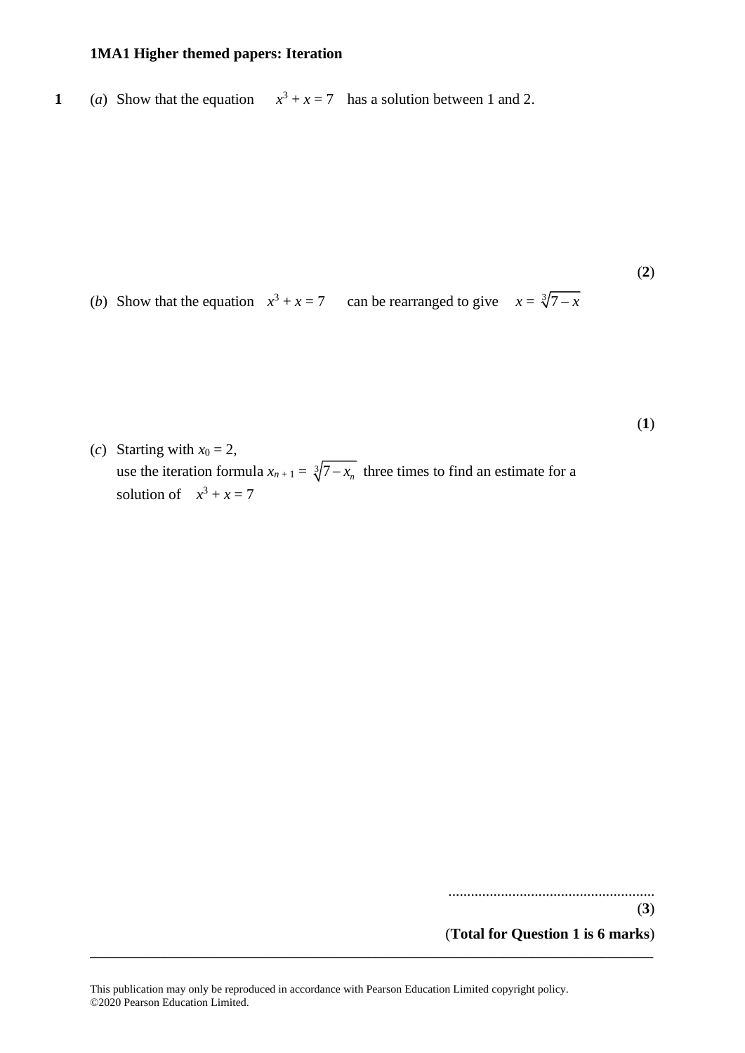**1MA1 Higher themed papers: Iteration**

**1** (*a*) Show that the equation $x^3 + x = 7$ has a solution between 1 and 2.

**(2)**

(*b*) Show that the equation $x^3 + x = 7$ can be rearranged to give $x = \sqrt[3]{7 - x}$

**(1)**

(*c*) Starting with $x_0 = 2$,
use the iteration formula $x_{n+1} = \sqrt[3]{7 - x_n}$ three times to find an estimate for a solution of $x^3 + x = 7$

.......................................................

**(3)**

(**Total for Question 1 is 6 marks**)

---

This publication may only be reproduced in accordance with Pearson Education Limited copyright policy.
©2020 Pearson Education Limited.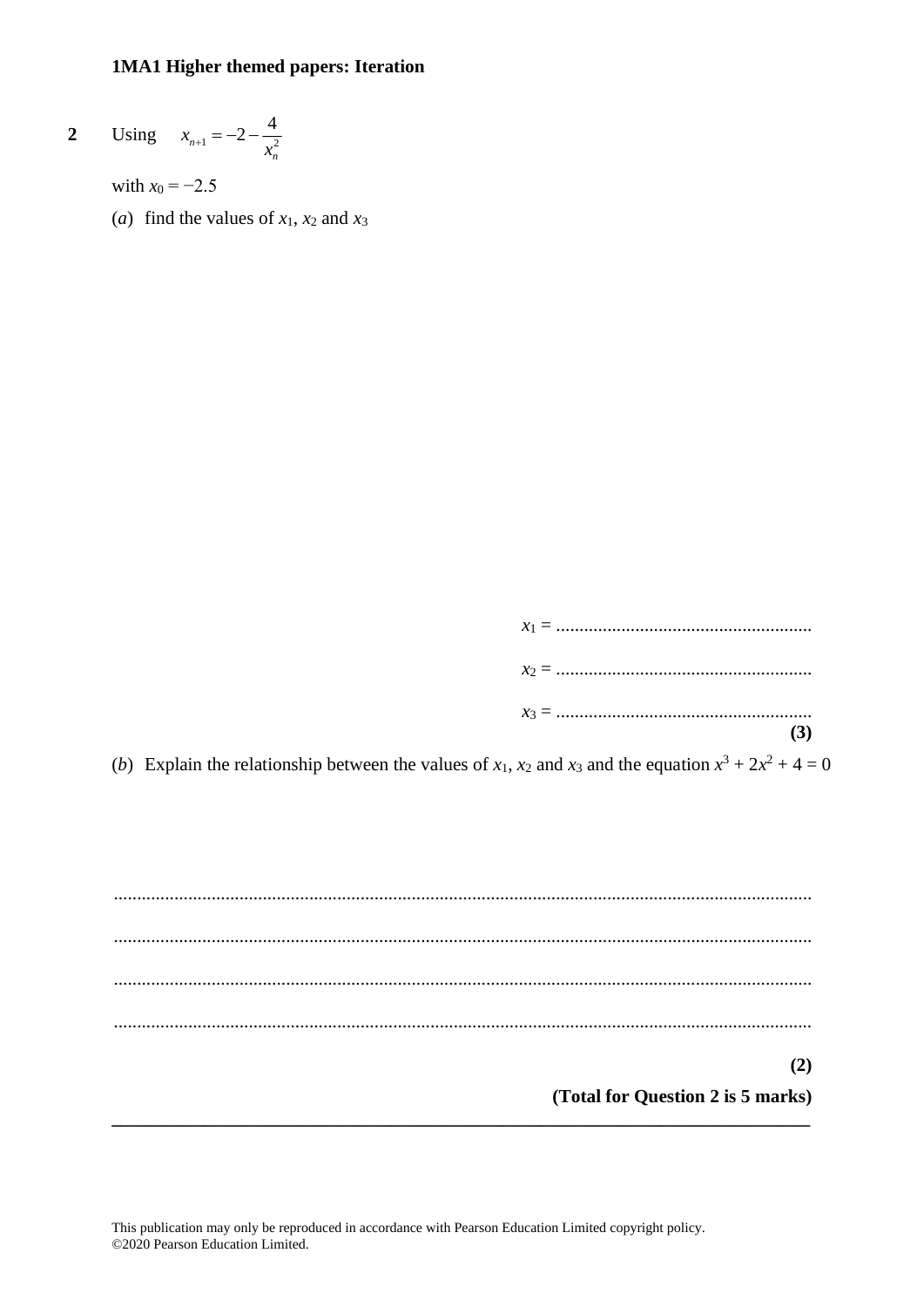**2** Using $x_{n+1} = -2 - \frac{4}{x_n^2}$

with $x_0 = -2.5$

(*a*) find the values of $x_1$, $x_2$ and $x_3$

$x_1$ = .......................................................

$x_2$ = .......................................................

$x_3$ = .......................................................

**(3)**

(*b*) Explain the relationship between the values of $x_1$, $x_2$ and $x_3$ and the equation $x^3 + 2x^2 + 4 = 0$

.......................................................................................................................................

.......................................................................................................................................

.......................................................................................................................................

.......................................................................................................................................

**(2)**

**(Total for Question 2 is 5 marks)**

This publication may only be reproduced in accordance with Pearson Education Limited copyright policy.
©2020 Pearson Education Limited.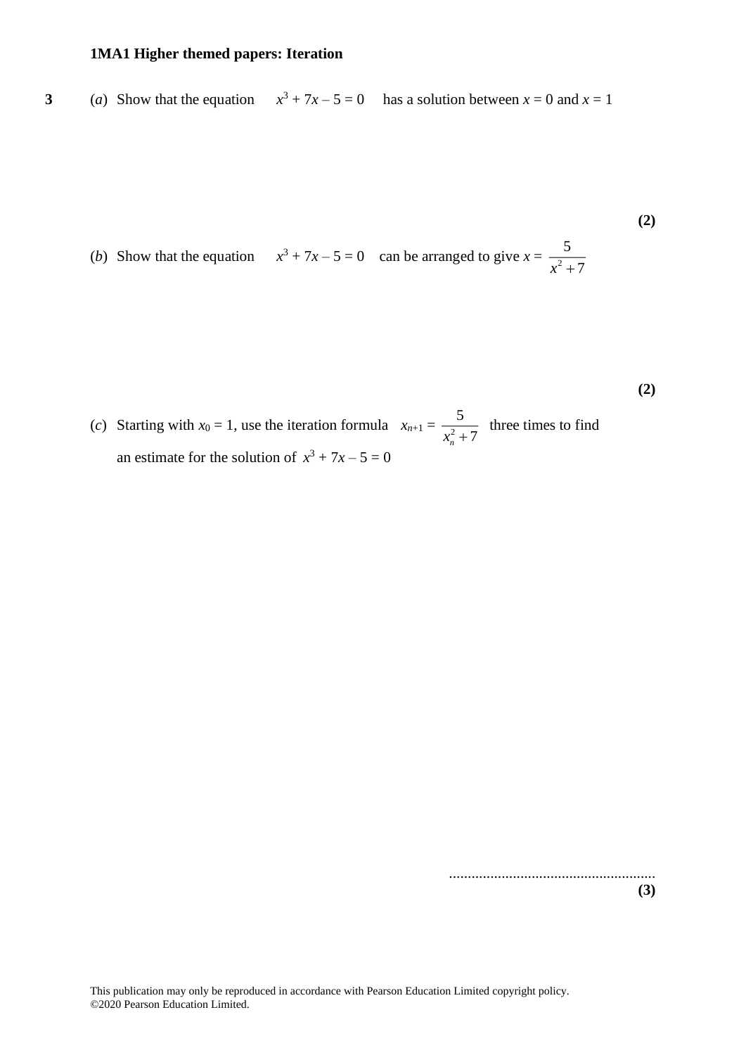**1MA1 Higher themed papers: Iteration**

**3** (*a*) Show that the equation $x^3 + 7x - 5 = 0$ has a solution between $x = 0$ and $x = 1$

**(2)**

(*b*) Show that the equation $x^3 + 7x - 5 = 0$ can be arranged to give $x = \frac{5}{x^2 + 7}$

**(2)**

(*c*) Starting with $x_0 = 1$, use the iteration formula $x_{n+1} = \frac{5}{x_n^2 + 7}$ three times to find an estimate for the solution of $x^3 + 7x - 5 = 0$

.......................................................

**(3)**

This publication may only be reproduced in accordance with Pearson Education Limited copyright policy.
©2020 Pearson Education Limited.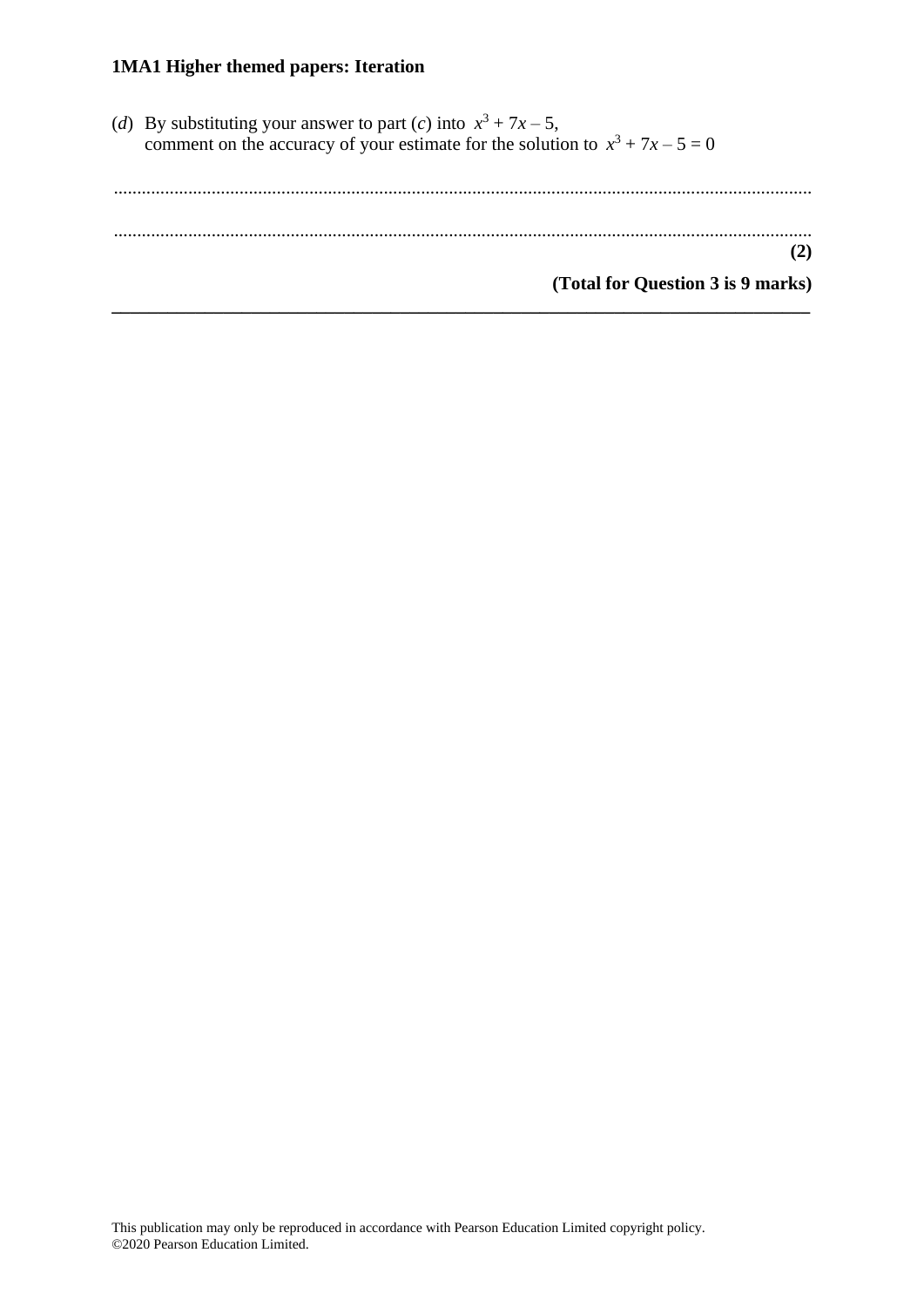(*d*) By substituting your answer to part (*c*) into $x^3 + 7x - 5$,
comment on the accuracy of your estimate for the solution to $x^3 + 7x - 5 = 0$

.......................................................................................................................................

.......................................................................................................................................

**(2)**

**(Total for Question 3 is 9 marks)**

---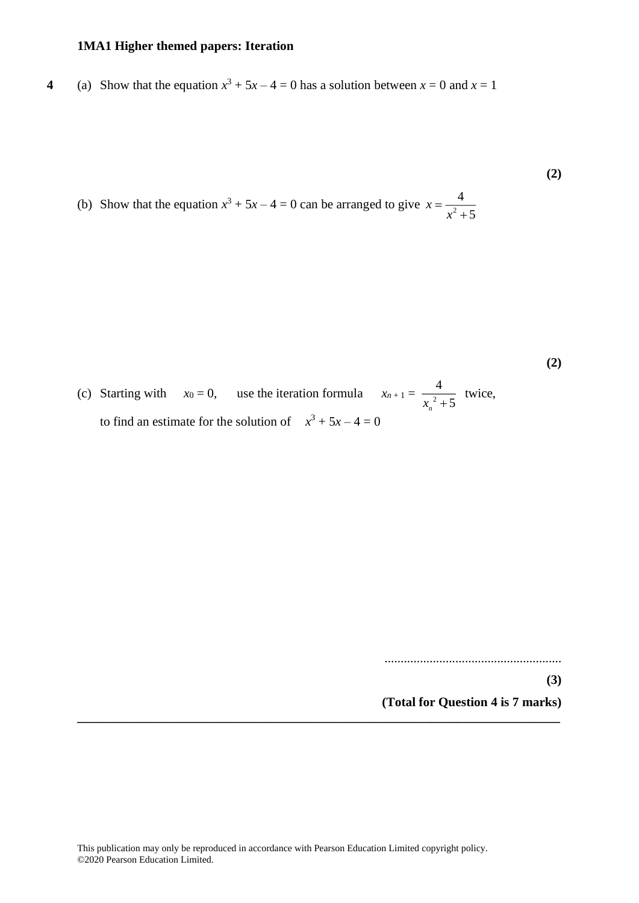**1MA1 Higher themed papers: Iteration**

**4** (a) Show that the equation $x^3 + 5x - 4 = 0$ has a solution between $x = 0$ and $x = 1$

**(2)**

(b) Show that the equation $x^3 + 5x - 4 = 0$ can be arranged to give $x = \dfrac{4}{x^2 + 5}$

**(2)**

(c) Starting with $x_0 = 0$, use the iteration formula $x_{n+1} = \dfrac{4}{{x_n}^2 + 5}$ twice,

to find an estimate for the solution of $x^3 + 5x - 4 = 0$

......................................................

**(3)**

**(Total for Question 4 is 7 marks)**

---

This publication may only be reproduced in accordance with Pearson Education Limited copyright policy.
©2020 Pearson Education Limited.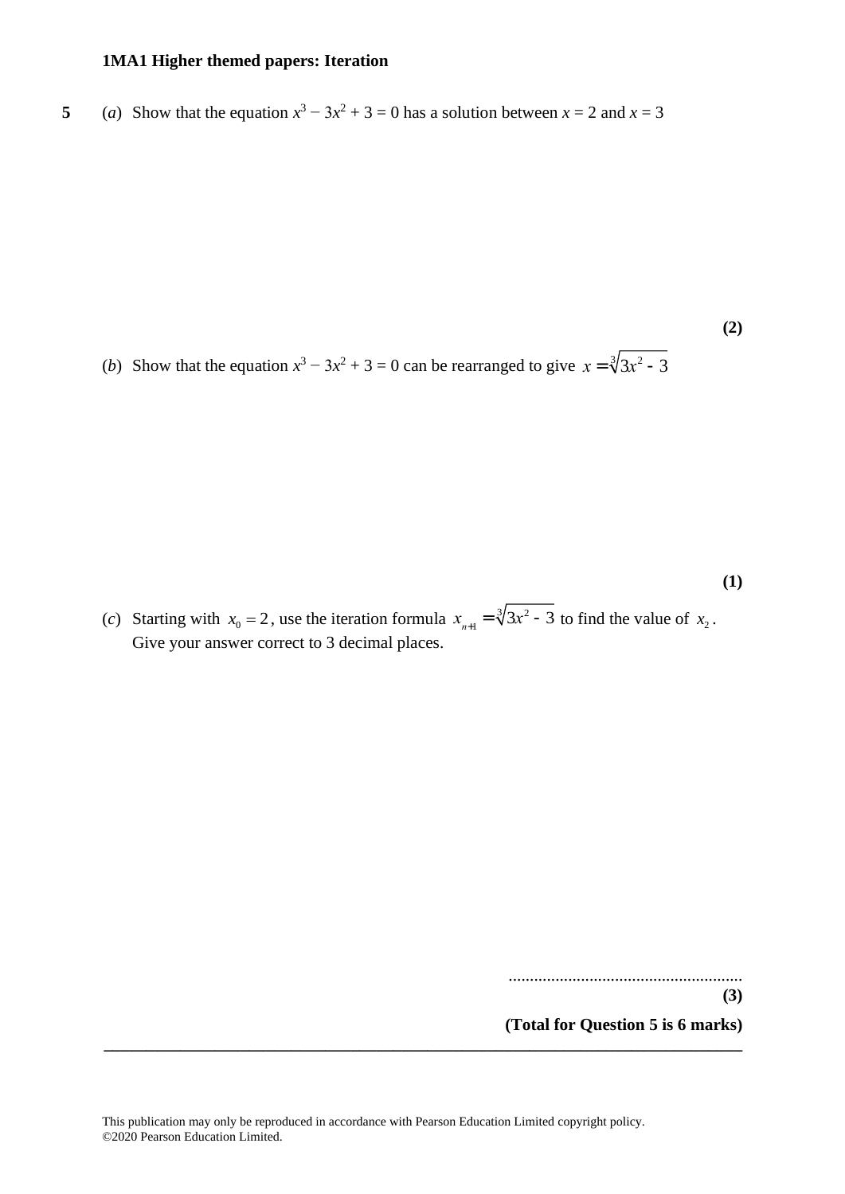**5** (*a*) Show that the equation $x^3 - 3x^2 + 3 = 0$ has a solution between $x = 2$ and $x = 3$

**(2)**

(*b*) Show that the equation $x^3 - 3x^2 + 3 = 0$ can be rearranged to give $x = \sqrt[3]{3x^2 - 3}$

**(1)**

(*c*) Starting with $x_0 = 2$, use the iteration formula $x_{n+1} = \sqrt[3]{3x^2 - 3}$ to find the value of $x_2$.
Give your answer correct to 3 decimal places.

.......................................................

**(3)**

**(Total for Question 5 is 6 marks)**

---

This publication may only be reproduced in accordance with Pearson Education Limited copyright policy.
©2020 Pearson Education Limited.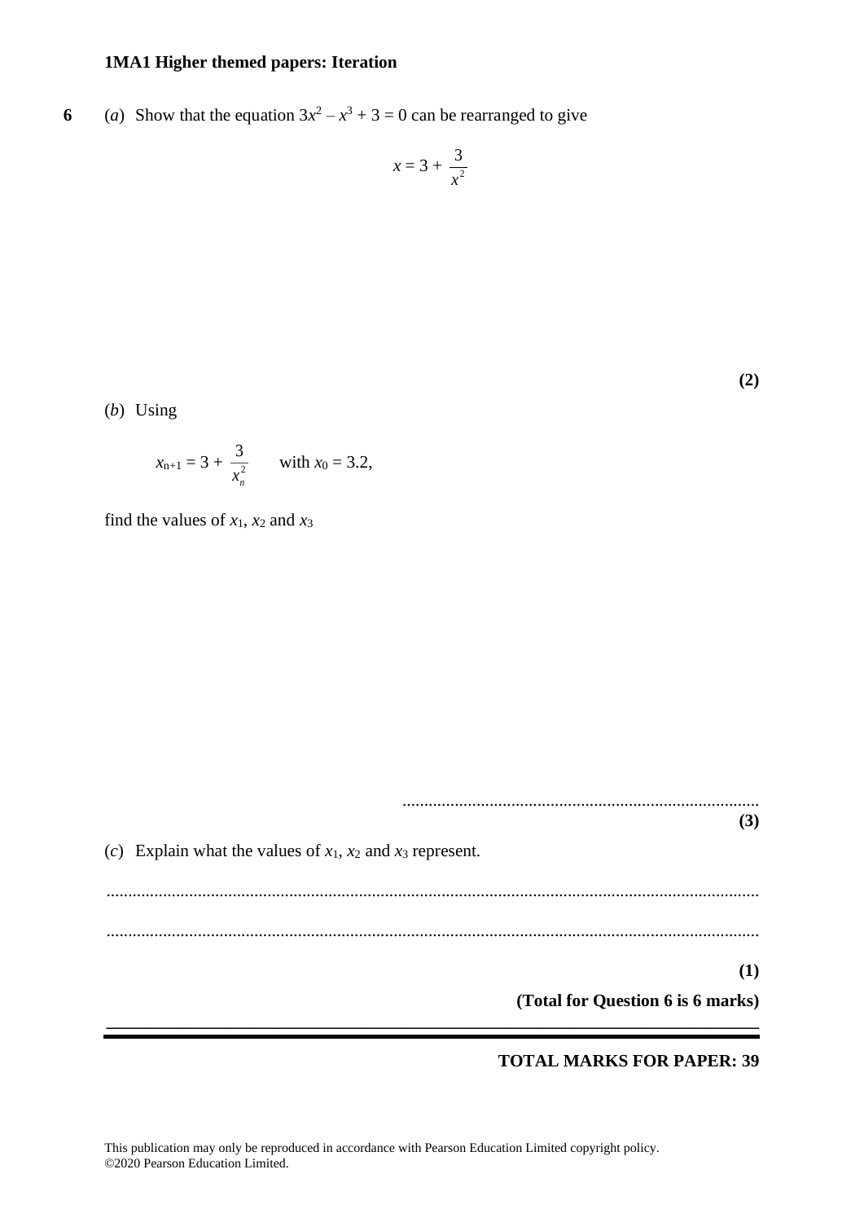**6** (*a*) Show that the equation $3x^2 - x^3 + 3 = 0$ can be rearranged to give

$$x = 3 + \frac{3}{x^2}$$

**(2)**

(*b*) Using

$$x_{n+1} = 3 + \frac{3}{x_n^2} \qquad \text{with } x_0 = 3.2,$$

find the values of $x_1$, $x_2$ and $x_3$

..................................................................................

**(3)**

(*c*) Explain what the values of $x_1$, $x_2$ and $x_3$ represent.

......................................................................................................................................................

......................................................................................................................................................

**(1)**

**(Total for Question 6 is 6 marks)**

---

**TOTAL MARKS FOR PAPER: 39**

This publication may only be reproduced in accordance with Pearson Education Limited copyright policy.
©2020 Pearson Education Limited.